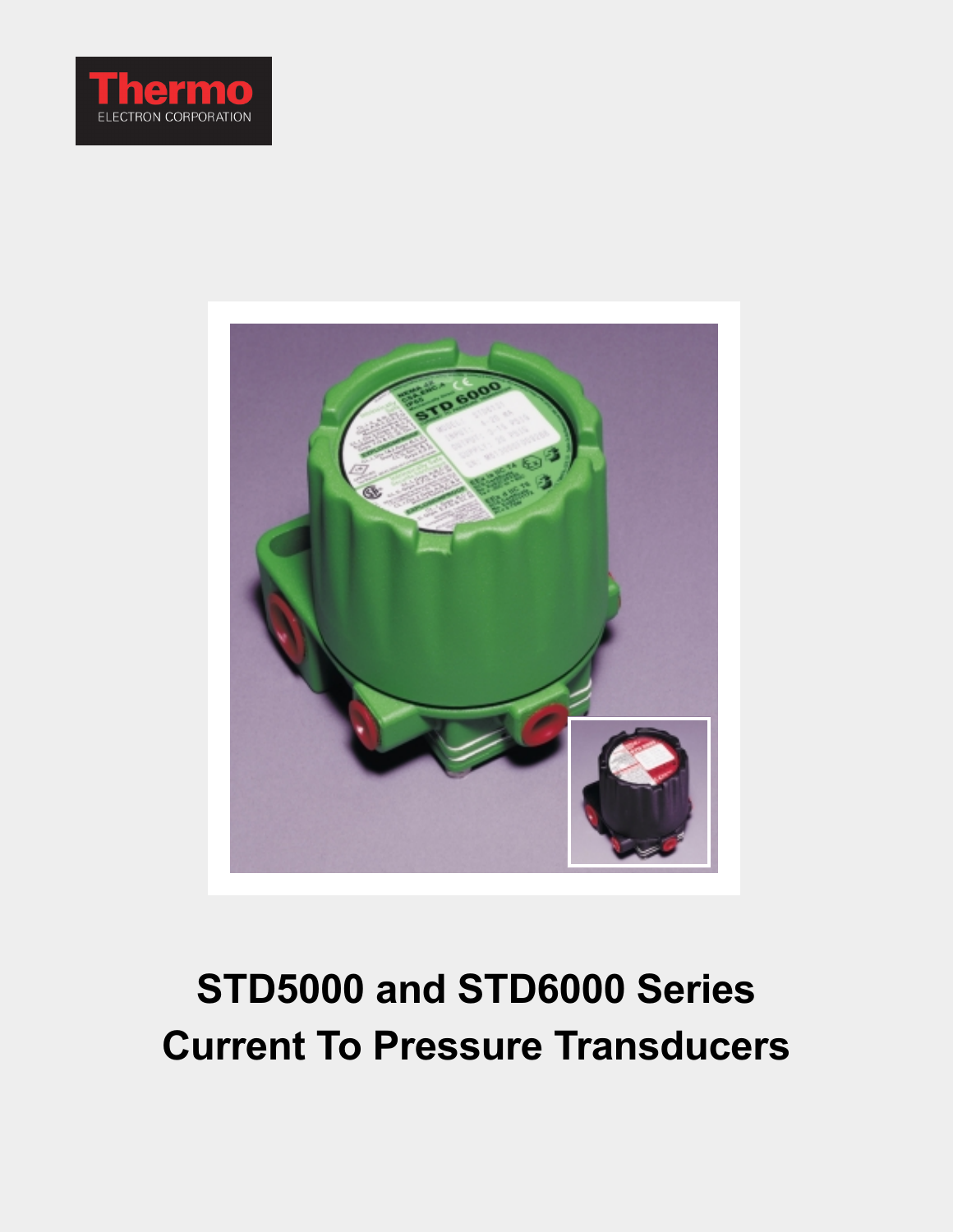Thermo

ELECTRON CORPORATION

# STD5000 and STD6000 Series Current To Pressure Transducers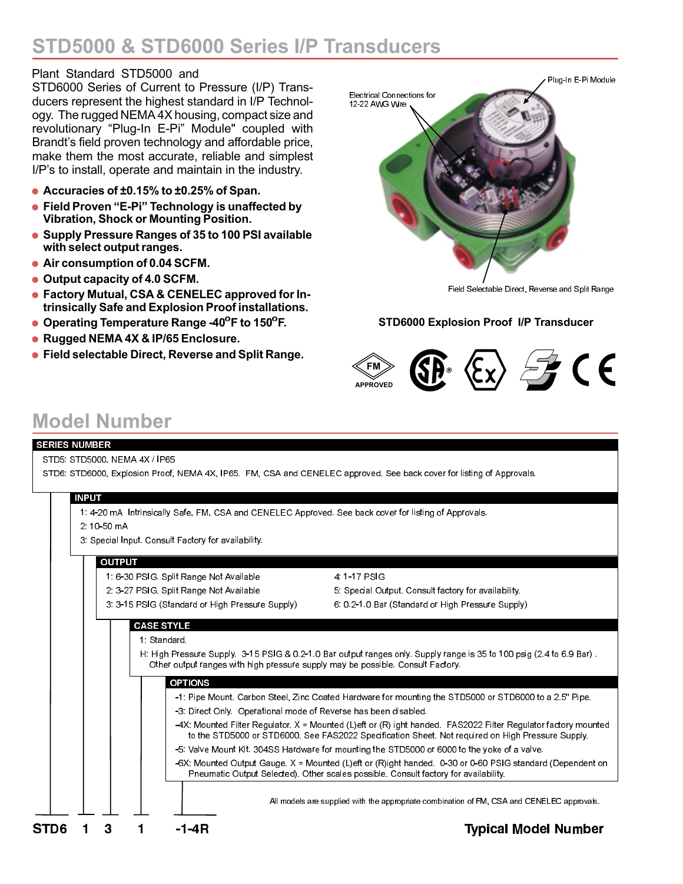# STD5000 & STD6000 Series I/P Transducers

Plant Standard STD5000 and STD6000 Series of Current to Pressure (I/P) Transducers represent the highest standard in I/P Technology. The rugged NEMA 4X housing, compact size and revolutionary "Plug-In E-Pi" Module" coupled with Brandt's field proven technology and affordable price, make them the most accurate, reliable and simplest I/P's to install, operate and maintain in the industry.

- **Accuracies of ±0.15% to ±0.25% of Span.**
- **Field Proven "E-Pi" Technology is unaffected by Vibration, Shock or Mounting Position.**
- **Supply Pressure Ranges of 35 to 100 PSI available with select output ranges.**
- **Air consumption of 0.04 SCFM.**
- **Output capacity of 4.0 SCFM.**
- **Factory Mutual, CSA & CENELEC approved for Intrinsically Safe and Explosion Proof installations.**
- **Operating Temperature Range -40°F to 150°F.**
- **Rugged NEMA 4X & IP/65 Enclosure.**
- **Field selectable Direct, Reverse and Split Range.**

Electrical Connections for 12-22 AWG Wire

Plug-In E-Pi Module

Field Selectable Direct, Reverse and Split Range

**STD6000 Explosion Proof I/P Transducer**

FM APPROVED

## Model Number

**SERIES NUMBER**

STD5: STD5000, NEMA 4X / IP65

STD6: STD6000, Explosion Proof, NEMA 4X, IP65. FM, CSA and CENELEC approved. See back cover for listing of Approvals.

**INPUT**

1: 4-20 mA Intrinsically Safe, FM, CSA and CENELEC Approved. See back cover for listing of Approvals.

2: 10-50 mA

3: Special Input. Consult Factory for availability.

**OUTPUT**

1: 6-30 PSIG. Split Range Not Available

2: 3-27 PSIG. Split Range Not Available

3: 3-15 PSIG (Standard or High Pressure Supply)

4: 1-17 PSIG

5: Special Output. Consult factory for availability.

6: 0.2-1.0 Bar (Standard or High Pressure Supply)

**CASE STYLE**

1: Standard.

H: High Pressure Supply. 3-15 PSIG & 0.2-1.0 Bar output ranges only. Supply range is 35 to 100 psig (2.4 to 6.9 Bar). Other output ranges with high pressure supply may be possible. Consult Factory.

**OPTIONS**

-1: Pipe Mount. Carbon Steel, Zinc Coated Hardware for mounting the STD5000 or STD6000 to a 2.5" Pipe.

-3: Direct Only. Operational mode of Reverse has been disabled.

-4X: Mounted Filter Regulator. X = Mounted (L)eft or (R) ight handed. FAS2022 Filter Regulator factory mounted to the STD5000 or STD6000. See FAS2022 Specification Sheet. Not required on High Pressure Supply.

-5: Valve Mount Kit. 304SS Hardware for mounting the STD5000 or 6000 to the yoke of a valve.

-6X: Mounted Output Gauge. X = Mounted (L)eft or (R)ight handed. 0-30 or 0-60 PSIG standard (Dependent on Pneumatic Output Selected). Other scales possible. Consult factory for availability.

All models are supplied with the appropriate combination of FM, CSA and CENELEC approvals.

**STD6 1 3 1 -1-4R** **Typical Model Number**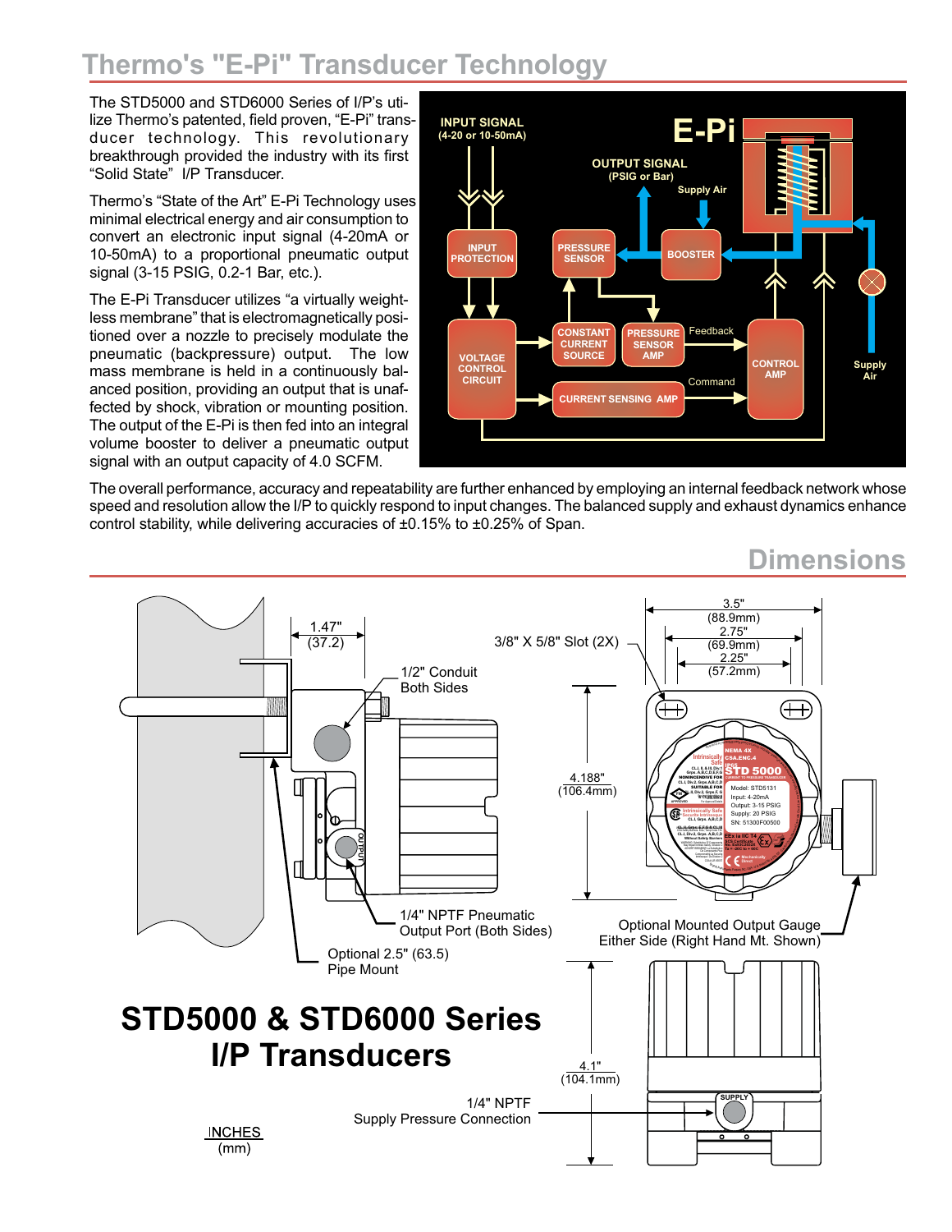# Thermo's "E-Pi" Transducer Technology

The STD5000 and STD6000 Series of I/P's utilize Thermo's patented, field proven, "E-Pi" transducer technology. This revolutionary breakthrough provided the industry with its first "Solid State" I/P Transducer.

Thermo's "State of the Art" E-Pi Technology uses minimal electrical energy and air consumption to convert an electronic input signal (4-20mA or 10-50mA) to a proportional pneumatic output signal (3-15 PSIG, 0.2-1 Bar, etc.).

The E-Pi Transducer utilizes "a virtually weightless membrane" that is electromagnetically positioned over a nozzle to precisely modulate the pneumatic (backpressure) output. The low mass membrane is held in a continuously balanced position, providing an output that is unaffected by shock, vibration or mounting position. The output of the E-Pi is then fed into an integral volume booster to deliver a pneumatic output signal with an output capacity of 4.0 SCFM.

The overall performance, accuracy and repeatability are further enhanced by employing an internal feedback network whose speed and resolution allow the I/P to quickly respond to input changes. The balanced supply and exhaust dynamics enhance control stability, while delivering accuracies of ±0.15% to ±0.25% of Span.

## Dimensions

## STD5000 & STD6000 Series I/P Transducers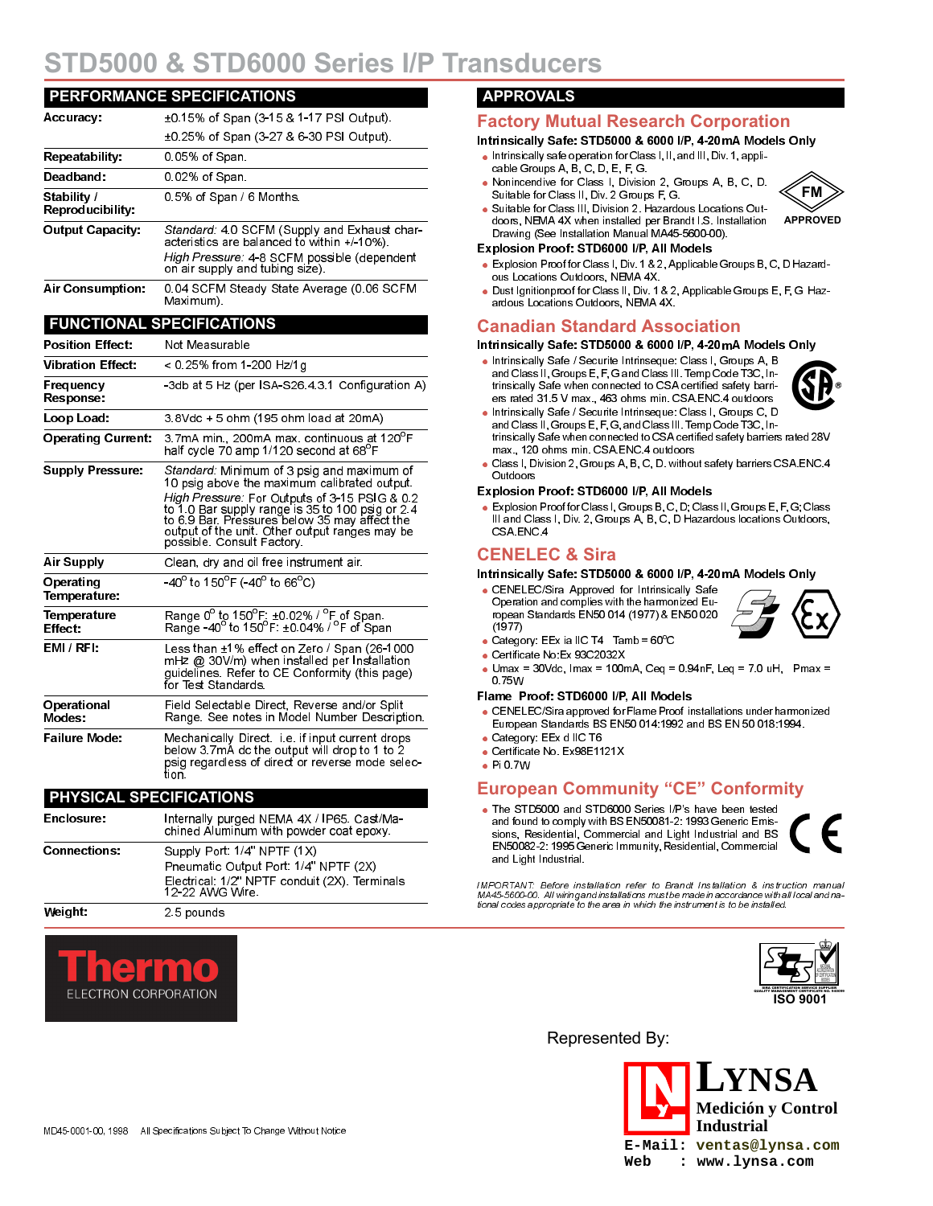# STD5000 & STD6000 Series I/P Transducers

## PERFORMANCE SPECIFICATIONS

| | |
|---|---|
| **Accuracy:** | ±0.15% of Span (3-15 & 1-17 PSI Output).<br>±0.25% of Span (3-27 & 6-30 PSI Output). |
| **Repeatability:** | 0.05% of Span. |
| **Deadband:** | 0.02% of Span. |
| **Stability / Reproducibility:** | 0.5% of Span / 6 Months. |
| **Output Capacity:** | *Standard:* 4.0 SCFM (Supply and Exhaust characteristics are balanced to within +/-10%).<br>*High Pressure:* 4-8 SCFM possible (dependent on air supply and tubing size). |
| **Air Consumption:** | 0.04 SCFM Steady State Average (0.06 SCFM Maximum). |

## FUNCTIONAL SPECIFICATIONS

| | |
|---|---|
| **Position Effect:** | Not Measurable |
| **Vibration Effect:** | < 0.25% from 1-200 Hz/1 g |
| **Frequency Response:** | -3db at 5 Hz (per ISA-S26.4.3.1 Configuration A) |
| **Loop Load:** | 3.8Vdc + 5 ohm (195 ohm load at 20mA) |
| **Operating Current:** | 3.7mA min., 200mA max. continuous at 120°F half cycle 70 amp 1/120 second at 68°F |
| **Supply Pressure:** | *Standard:* Minimum of 3 psig and maximum of 10 psig above the maximum calibrated output.<br>*High Pressure:* For Outputs of 3-15 PSIG & 0.2 to 1.0 Bar supply range is 35 to 100 psig or 2.4 to 6.9 Bar. Pressures below 35 may affect the output of the unit. Other output ranges may be possible. Consult Factory. |
| **Air Supply** | Clean, dry and oil free instrument air. |
| **Operating Temperature:** | -40° to 150°F (-40° to 66°C) |
| **Temperature Effect:** | Range 0° to 150°F: ±0.02% / °F of Span.<br>Range -40° to 150°F: ±0.04% / °F of Span |
| **EMI / RFI:** | Less than ±1% effect on Zero / Span (26-1000 mHz @ 30V/m) when installed per Installation guidelines. Refer to CE Conformity (this page) for Test Standards. |
| **Operational Modes:** | Field Selectable Direct, Reverse and/or Split Range. See notes in Model Number Description. |
| **Failure Mode:** | Mechanically Direct. i.e. if input current drops below 3.7mA dc the output will drop to 1 to 2 psig regardless of direct or reverse mode selection. |

## PHYSICAL SPECIFICATIONS

| | |
|---|---|
| **Enclosure:** | Internally purged NEMA 4X / IP65. Cast/Machined Aluminum with powder coat epoxy. |
| **Connections:** | Supply Port: 1/4" NPTF (1X)<br>Pneumatic Output Port: 1/4" NPTF (2X)<br>Electrical: 1/2" NPTF conduit (2X). Terminals 12-22 AWG Wire. |
| **Weight:** | 2.5 pounds |

## APPROVALS

### Factory Mutual Research Corporation

**Intrinsically Safe: STD5000 & 6000 I/P, 4-20mA Models Only**

- Intrinsically safe operation for Class I, II, and III, Div. 1, applicable Groups A, B, C, D, E, F, G.
- Nonincendive for Class I, Division 2, Groups A, B, C, D. Suitable for Class II, Div. 2 Groups F, G.
- Suitable for Class III, Division 2. Hazardous Locations Outdoors, NEMA 4X when installed per Brandt I.S. Installation Drawing (See Installation Manual MA45-5600-00).

FM APPROVED

**Explosion Proof: STD6000 I/P, All Models**

- Explosion Proof for Class I, Div. 1 & 2, Applicable Groups B, C, D Hazardous Locations Outdoors, NEMA 4X.
- Dust Ignitionproof for Class II, Div. 1 & 2, Applicable Groups E, F, G Hazardous Locations Outdoors, NEMA 4X.

### Canadian Standard Association

**Intrinsically Safe: STD5000 & 6000 I/P, 4-20mA Models Only**

- Intrinsically Safe / Securite Intrinseque: Class I, Groups A, B and Class II, Groups E, F, G and Class III. Temp Code T3C, Intrinsically Safe when connected to CSA certified safety barriers rated 31.5 V max., 463 ohms min. CSA ENC.4 outdoors
- Intrinsically Safe / Securite Intrinseque: Class I, Groups C, D and Class II, Groups E, F, G, and Class III. Temp Code T3C, Intrinsically Safe when connected to CSA certified safety barriers rated 28V max., 120 ohms min. CSA ENC.4 outdoors
- Class I, Division 2, Groups A, B, C, D. without safety barriers CSA ENC.4 Outdoors

**Explosion Proof: STD6000 I/P, All Models**

- Explosion Proof for Class I, Groups B, C, D; Class II, Groups E, F, G; Class III and Class I, Div. 2, Groups A, B, C, D Hazardous locations Outdoors, CSA ENC.4

### CENELEC & Sira

**Intrinsically Safe: STD5000 & 6000 I/P, 4-20mA Models Only**

- CENELEC/Sira Approved for Intrinsically Safe Operation and complies with the harmonized European Standards EN50 014 (1977) & EN50 020 (1977)
- Category: EEx ia IIC T4 Tamb = 60°C
- Certificate No: Ex 93C2032X
- Umax = 30Vdc, Imax = 100mA, Ceq = 0.94nF, Leq = 7.0 uH, Pmax = 0.75W

**Flame Proof: STD6000 I/P, All Models**

- CENELEC/Sira approved for Flame Proof installations under harmonized European Standards BS EN50 014:1992 and BS EN 50 018:1994.
- Category: EEx d IIC T6
- Certificate No. Ex98E1121X
- Pi 0.7W

### European Community "CE" Conformity

- The STD5000 and STD6000 Series I/P's have been tested and found to comply with BS EN50081-2: 1993 Generic Emissions, Residential, Commercial and Light Industrial and BS EN50082-2: 1995 Generic Immunity, Residential, Commercial and Light Industrial.

*IMPORTANT: Before installation refer to Brandt Installation & instruction manual MA45-5600-00. All wiring and installations must be made in accordance with all local and national codes appropriate to the area in which the instrument is to be installed.*

Thermo ELECTRON CORPORATION

ISO 9001

Represented By:

LYNSA
Medición y Control Industrial
E-Mail: ventas@lynsa.com
Web : www.lynsa.com

MD45-0001-00, 1998 All Specifications Subject To Change Without Notice